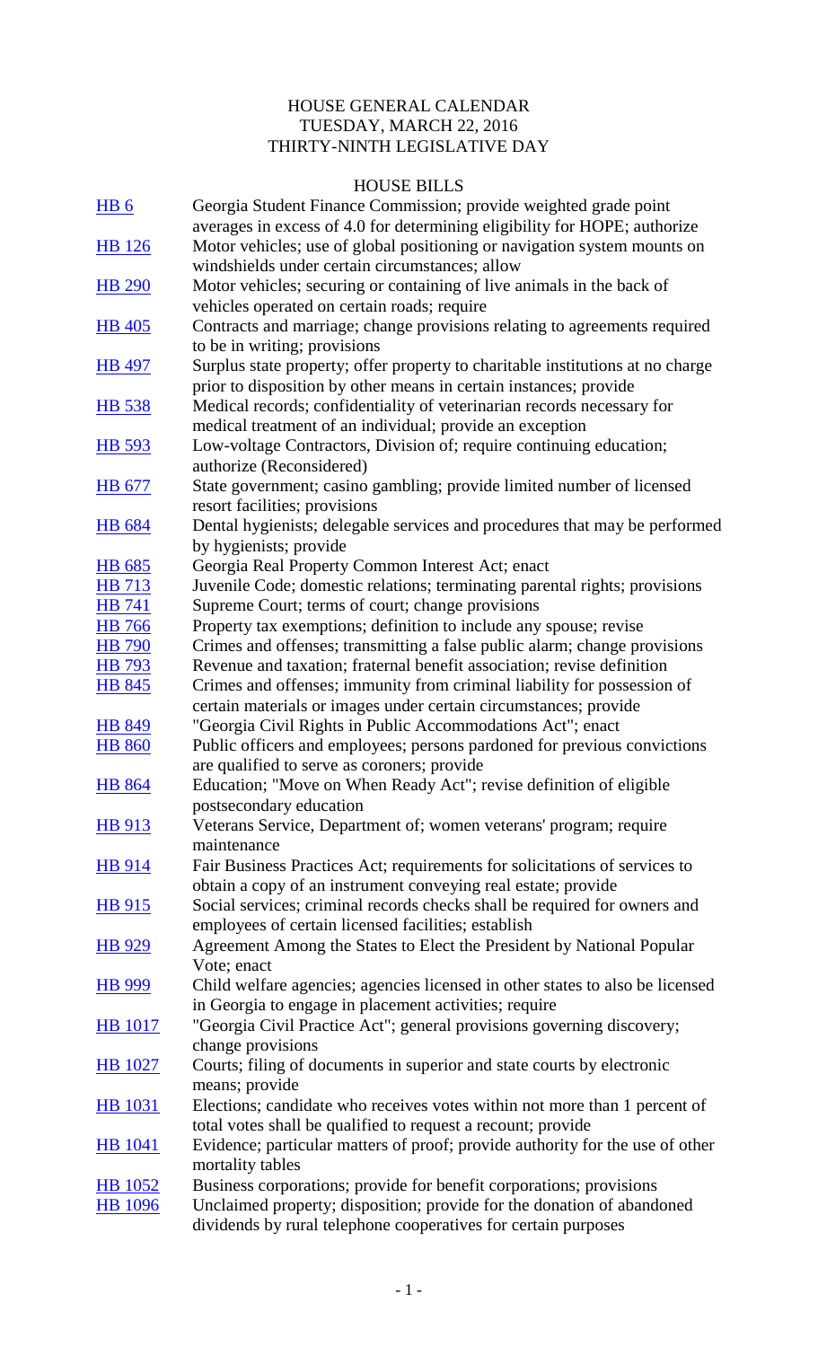# HOUSE GENERAL CALENDAR
## TUESDAY, MARCH 22, 2016
## THIRTY-NINTH LEGISLATIVE DAY

### HOUSE BILLS

| | |
|---|---|
| HB 6 | Georgia Student Finance Commission; provide weighted grade point averages in excess of 4.0 for determining eligibility for HOPE; authorize |
| HB 126 | Motor vehicles; use of global positioning or navigation system mounts on windshields under certain circumstances; allow |
| HB 290 | Motor vehicles; securing or containing of live animals in the back of vehicles operated on certain roads; require |
| HB 405 | Contracts and marriage; change provisions relating to agreements required to be in writing; provisions |
| HB 497 | Surplus state property; offer property to charitable institutions at no charge prior to disposition by other means in certain instances; provide |
| HB 538 | Medical records; confidentiality of veterinarian records necessary for medical treatment of an individual; provide an exception |
| HB 593 | Low-voltage Contractors, Division of; require continuing education; authorize (Reconsidered) |
| HB 677 | State government; casino gambling; provide limited number of licensed resort facilities; provisions |
| HB 684 | Dental hygienists; delegable services and procedures that may be performed by hygienists; provide |
| HB 685 | Georgia Real Property Common Interest Act; enact |
| HB 713 | Juvenile Code; domestic relations; terminating parental rights; provisions |
| HB 741 | Supreme Court; terms of court; change provisions |
| HB 766 | Property tax exemptions; definition to include any spouse; revise |
| HB 790 | Crimes and offenses; transmitting a false public alarm; change provisions |
| HB 793 | Revenue and taxation; fraternal benefit association; revise definition |
| HB 845 | Crimes and offenses; immunity from criminal liability for possession of certain materials or images under certain circumstances; provide |
| HB 849 | "Georgia Civil Rights in Public Accommodations Act"; enact |
| HB 860 | Public officers and employees; persons pardoned for previous convictions are qualified to serve as coroners; provide |
| HB 864 | Education; "Move on When Ready Act"; revise definition of eligible postsecondary education |
| HB 913 | Veterans Service, Department of; women veterans' program; require maintenance |
| HB 914 | Fair Business Practices Act; requirements for solicitations of services to obtain a copy of an instrument conveying real estate; provide |
| HB 915 | Social services; criminal records checks shall be required for owners and employees of certain licensed facilities; establish |
| HB 929 | Agreement Among the States to Elect the President by National Popular Vote; enact |
| HB 999 | Child welfare agencies; agencies licensed in other states to also be licensed in Georgia to engage in placement activities; require |
| HB 1017 | "Georgia Civil Practice Act"; general provisions governing discovery; change provisions |
| HB 1027 | Courts; filing of documents in superior and state courts by electronic means; provide |
| HB 1031 | Elections; candidate who receives votes within not more than 1 percent of total votes shall be qualified to request a recount; provide |
| HB 1041 | Evidence; particular matters of proof; provide authority for the use of other mortality tables |
| HB 1052 | Business corporations; provide for benefit corporations; provisions |
| HB 1096 | Unclaimed property; disposition; provide for the donation of abandoned dividends by rural telephone cooperatives for certain purposes |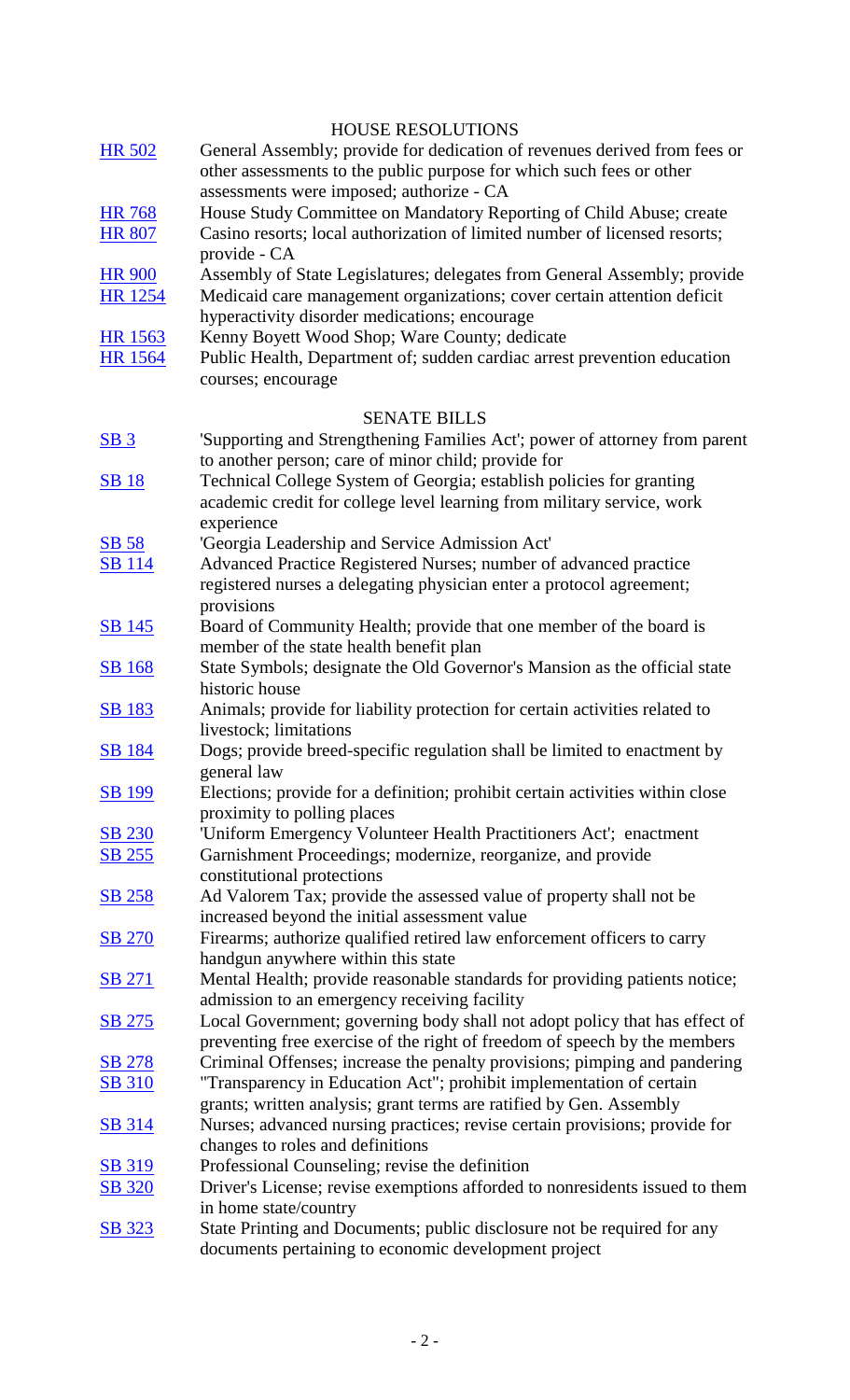## HOUSE RESOLUTIONS

| | |
|---|---|
| HR 502 | General Assembly; provide for dedication of revenues derived from fees or other assessments to the public purpose for which such fees or other assessments were imposed; authorize - CA |
| HR 768 | House Study Committee on Mandatory Reporting of Child Abuse; create |
| HR 807 | Casino resorts; local authorization of limited number of licensed resorts; provide - CA |
| HR 900 | Assembly of State Legislatures; delegates from General Assembly; provide |
| HR 1254 | Medicaid care management organizations; cover certain attention deficit hyperactivity disorder medications; encourage |
| HR 1563 | Kenny Boyett Wood Shop; Ware County; dedicate |
| HR 1564 | Public Health, Department of; sudden cardiac arrest prevention education courses; encourage |

## SENATE BILLS

| | |
|---|---|
| SB 3 | 'Supporting and Strengthening Families Act'; power of attorney from parent to another person; care of minor child; provide for |
| SB 18 | Technical College System of Georgia; establish policies for granting academic credit for college level learning from military service, work experience |
| SB 58 | 'Georgia Leadership and Service Admission Act' |
| SB 114 | Advanced Practice Registered Nurses; number of advanced practice registered nurses a delegating physician enter a protocol agreement; provisions |
| SB 145 | Board of Community Health; provide that one member of the board is member of the state health benefit plan |
| SB 168 | State Symbols; designate the Old Governor's Mansion as the official state historic house |
| SB 183 | Animals; provide for liability protection for certain activities related to livestock; limitations |
| SB 184 | Dogs; provide breed-specific regulation shall be limited to enactment by general law |
| SB 199 | Elections; provide for a definition; prohibit certain activities within close proximity to polling places |
| SB 230 | 'Uniform Emergency Volunteer Health Practitioners Act'; enactment |
| SB 255 | Garnishment Proceedings; modernize, reorganize, and provide constitutional protections |
| SB 258 | Ad Valorem Tax; provide the assessed value of property shall not be increased beyond the initial assessment value |
| SB 270 | Firearms; authorize qualified retired law enforcement officers to carry handgun anywhere within this state |
| SB 271 | Mental Health; provide reasonable standards for providing patients notice; admission to an emergency receiving facility |
| SB 275 | Local Government; governing body shall not adopt policy that has effect of preventing free exercise of the right of freedom of speech by the members |
| SB 278 | Criminal Offenses; increase the penalty provisions; pimping and pandering |
| SB 310 | "Transparency in Education Act"; prohibit implementation of certain grants; written analysis; grant terms are ratified by Gen. Assembly |
| SB 314 | Nurses; advanced nursing practices; revise certain provisions; provide for changes to roles and definitions |
| SB 319 | Professional Counseling; revise the definition |
| SB 320 | Driver's License; revise exemptions afforded to nonresidents issued to them in home state/country |
| SB 323 | State Printing and Documents; public disclosure not be required for any documents pertaining to economic development project |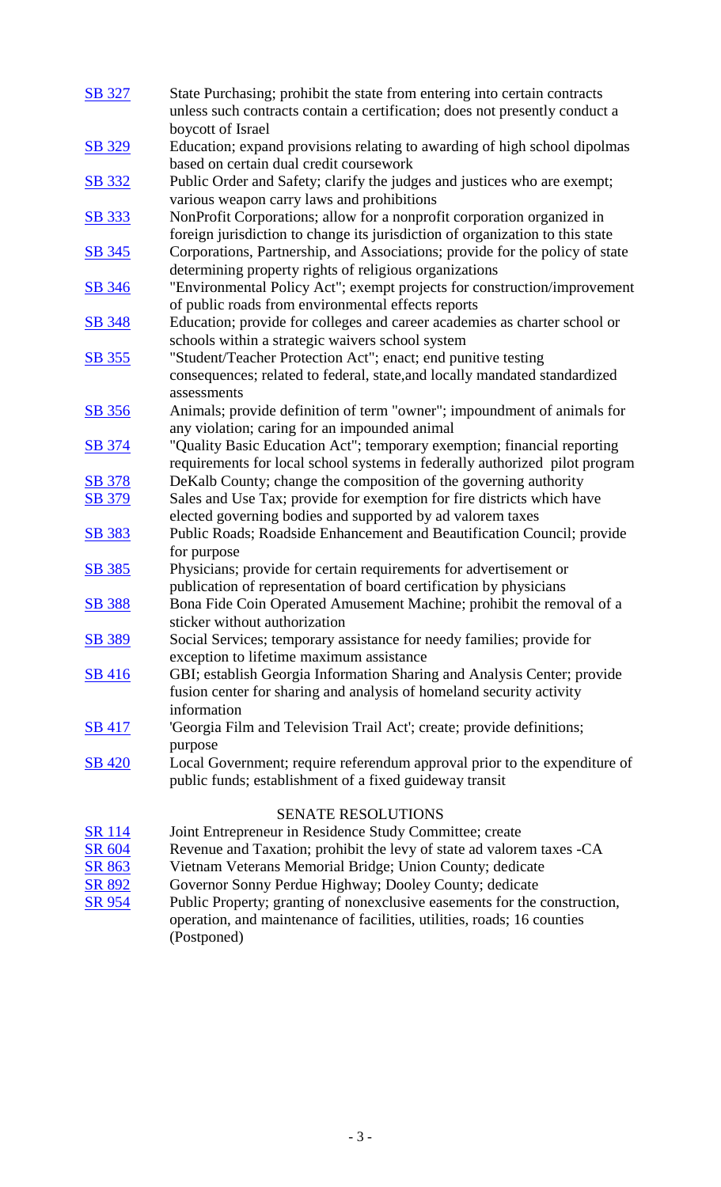| | |
|---|---|
| SB 327 | State Purchasing; prohibit the state from entering into certain contracts unless such contracts contain a certification; does not presently conduct a boycott of Israel |
| SB 329 | Education; expand provisions relating to awarding of high school dipolmas based on certain dual credit coursework |
| SB 332 | Public Order and Safety; clarify the judges and justices who are exempt; various weapon carry laws and prohibitions |
| SB 333 | NonProfit Corporations; allow for a nonprofit corporation organized in foreign jurisdiction to change its jurisdiction of organization to this state |
| SB 345 | Corporations, Partnership, and Associations; provide for the policy of state determining property rights of religious organizations |
| SB 346 | "Environmental Policy Act"; exempt projects for construction/improvement of public roads from environmental effects reports |
| SB 348 | Education; provide for colleges and career academies as charter school or schools within a strategic waivers school system |
| SB 355 | "Student/Teacher Protection Act"; enact; end punitive testing consequences; related to federal, state,and locally mandated standardized assessments |
| SB 356 | Animals; provide definition of term "owner"; impoundment of animals for any violation; caring for an impounded animal |
| SB 374 | "Quality Basic Education Act"; temporary exemption; financial reporting requirements for local school systems in federally authorized pilot program |
| SB 378 | DeKalb County; change the composition of the governing authority |
| SB 379 | Sales and Use Tax; provide for exemption for fire districts which have elected governing bodies and supported by ad valorem taxes |
| SB 383 | Public Roads; Roadside Enhancement and Beautification Council; provide for purpose |
| SB 385 | Physicians; provide for certain requirements for advertisement or publication of representation of board certification by physicians |
| SB 388 | Bona Fide Coin Operated Amusement Machine; prohibit the removal of a sticker without authorization |
| SB 389 | Social Services; temporary assistance for needy families; provide for exception to lifetime maximum assistance |
| SB 416 | GBI; establish Georgia Information Sharing and Analysis Center; provide fusion center for sharing and analysis of homeland security activity information |
| SB 417 | 'Georgia Film and Television Trail Act'; create; provide definitions; purpose |
| SB 420 | Local Government; require referendum approval prior to the expenditure of public funds; establishment of a fixed guideway transit |

## SENATE RESOLUTIONS

| | |
|---|---|
| SR 114 | Joint Entrepreneur in Residence Study Committee; create |
| SR 604 | Revenue and Taxation; prohibit the levy of state ad valorem taxes -CA |
| SR 863 | Vietnam Veterans Memorial Bridge; Union County; dedicate |
| SR 892 | Governor Sonny Perdue Highway; Dooley County; dedicate |
| SR 954 | Public Property; granting of nonexclusive easements for the construction, operation, and maintenance of facilities, utilities, roads; 16 counties (Postponed) |